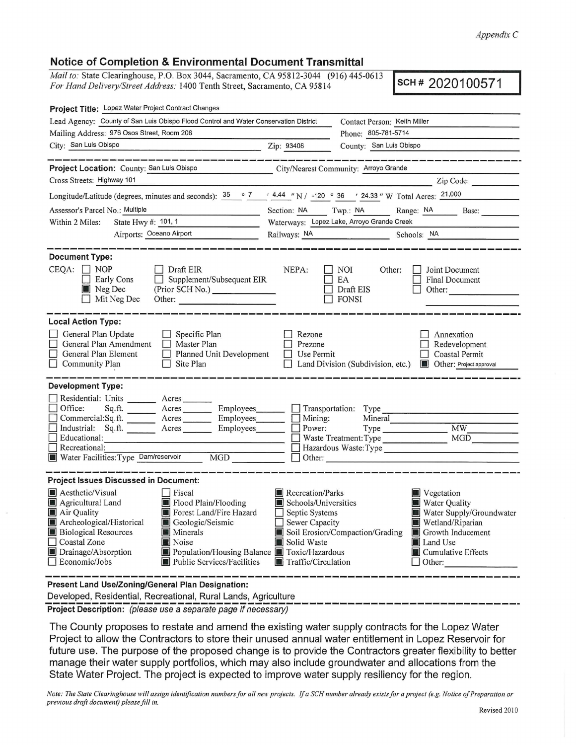*Appendix C*

## Notice of Completion & Environmental Document Transmittal

*Mail to:* State Clearinghouse, P.O. Box 3044, Sacramento, CA 95812-3044 (916) 445-0613
*For Hand Delivery/Street Address:* 1400 Tenth Street, Sacramento, CA 95814

**SCH # 2020100571**

**Project Title:** Lopez Water Project Contract Changes

Lead Agency: County of San Luis Obispo Flood Control and Water Conservation District — Contact Person: Keith Miller

Mailing Address: 976 Osos Street, Room 206 — Phone: 805-781-5714

City: San Luis Obispo — Zip: 93408 — County: San Luis Obispo

**Project Location:** County: San Luis Obispo — City/Nearest Community: Arroyo Grande

Cross Streets: Highway 101 — Zip Code:

Longitude/Latitude (degrees, minutes and seconds): 35 ° 7 ′ 4.44 ″ N / -120 ° 36 ′ 24.33 ″ W Total Acres: 21,000

Assessor's Parcel No.: Multiple — Section: NA — Twp.: NA — Range: NA — Base:

Within 2 Miles: State Hwy #: 101, 1 — Waterways: Lopez Lake, Arroyo Grande Creek

Airports: Oceano Airport — Railways: NA — Schools: NA

**Document Type:**

CEQA:
- ☐ NOP
- ☐ Early Cons
- ☒ Neg Dec
- ☐ Mit Neg Dec
- ☐ Draft EIR
- ☐ Supplement/Subsequent EIR (Prior SCH No.)
- Other:

NEPA:
- ☐ NOI
- ☐ EA
- ☐ Draft EIS
- ☐ FONSI

Other:
- ☐ Joint Document
- ☐ Final Document
- ☐ Other:

**Local Action Type:**

- ☐ General Plan Update
- ☐ General Plan Amendment
- ☐ General Plan Element
- ☐ Community Plan
- ☐ Specific Plan
- ☐ Master Plan
- ☐ Planned Unit Development
- ☐ Site Plan
- ☐ Rezone
- ☐ Prezone
- ☐ Use Permit
- ☐ Land Division (Subdivision, etc.)
- ☐ Annexation
- ☐ Redevelopment
- ☐ Coastal Permit
- ☒ Other: Project approval

**Development Type:**

- ☐ Residential: Units ___ Acres ___
- ☐ Office: Sq.ft. ___ Acres ___ Employees ___
- ☐ Commercial: Sq.ft. ___ Acres ___ Employees ___
- ☐ Industrial: Sq.ft. ___ Acres ___ Employees ___
- ☐ Educational:
- ☐ Recreational:
- ☒ Water Facilities: Type Dam/reservoir MGD ___
- ☐ Transportation: Type
- ☐ Mining: Mineral
- ☐ Power: Type ___ MW ___
- ☐ Waste Treatment: Type ___ MGD ___
- ☐ Hazardous Waste: Type
- ☐ Other:

**Project Issues Discussed in Document:**

- ☒ Aesthetic/Visual
- ☒ Agricultural Land
- ☒ Air Quality
- ☒ Archeological/Historical
- ☒ Biological Resources
- ☐ Coastal Zone
- ☒ Drainage/Absorption
- ☐ Economic/Jobs
- ☐ Fiscal
- ☒ Flood Plain/Flooding
- ☒ Forest Land/Fire Hazard
- ☒ Geologic/Seismic
- ☒ Minerals
- ☒ Noise
- ☒ Population/Housing Balance
- ☒ Public Services/Facilities
- ☒ Recreation/Parks
- ☒ Schools/Universities
- ☐ Septic Systems
- ☐ Sewer Capacity
- ☒ Soil Erosion/Compaction/Grading
- ☒ Solid Waste
- ☒ Toxic/Hazardous
- ☒ Traffic/Circulation
- ☒ Vegetation
- ☒ Water Quality
- ☒ Water Supply/Groundwater
- ☒ Wetland/Riparian
- ☒ Growth Inducement
- ☒ Land Use
- ☒ Cumulative Effects
- ☐ Other:

**Present Land Use/Zoning/General Plan Designation:**

Developed, Residential, Recreational, Rural Lands, Agriculture

**Project Description:** *(please use a separate page if necessary)*

The County proposes to restate and amend the existing water supply contracts for the Lopez Water Project to allow the Contractors to store their unused annual water entitlement in Lopez Reservoir for future use. The purpose of the proposed change is to provide the Contractors greater flexibility to better manage their water supply portfolios, which may also include groundwater and allocations from the State Water Project. The project is expected to improve water supply resiliency for the region.

*Note: The State Clearinghouse will assign identification numbers for all new projects. If a SCH number already exists for a project (e.g. Notice of Preparation or previous draft document) please fill in.*

Revised 2010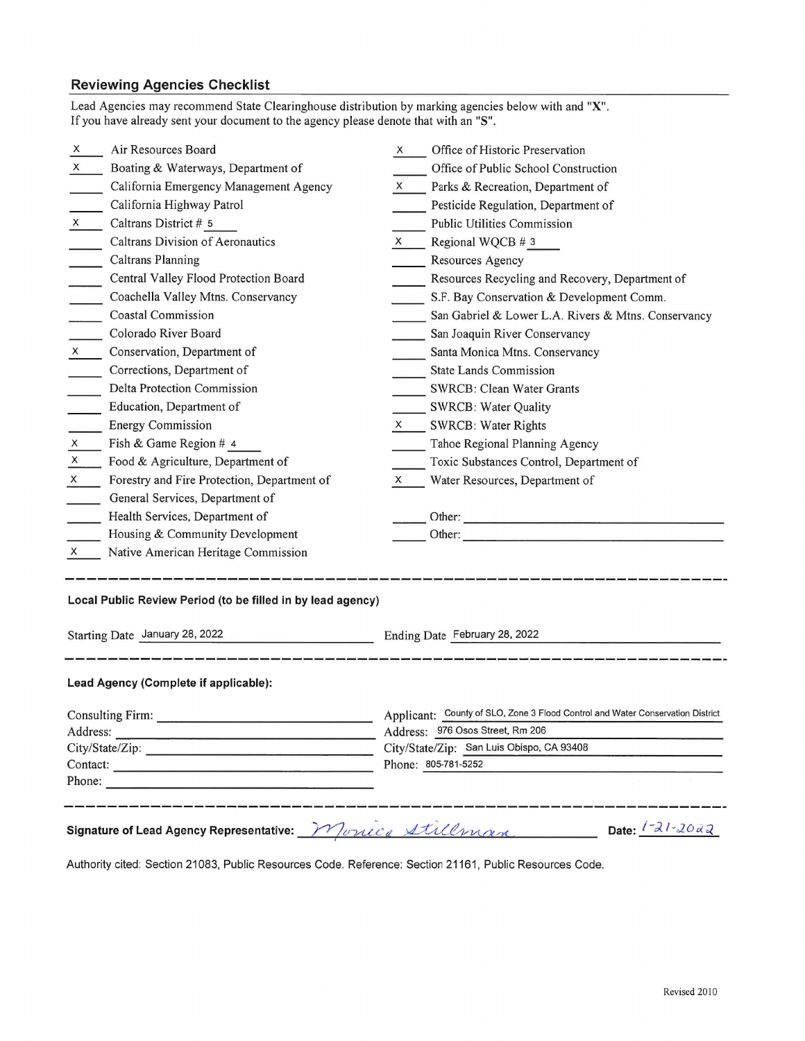## Reviewing Agencies Checklist

Lead Agencies may recommend State Clearinghouse distribution by marking agencies below with and "X".
If you have already sent your document to the agency please denote that with an "S".

| | | | |
|---|---|---|---|
| X | Air Resources Board | X | Office of Historic Preservation |
| X | Boating & Waterways, Department of | | Office of Public School Construction |
| | California Emergency Management Agency | X | Parks & Recreation, Department of |
| | California Highway Patrol | | Pesticide Regulation, Department of |
| X | Caltrans District # 5 | | Public Utilities Commission |
| | Caltrans Division of Aeronautics | X | Regional WQCB # 3 |
| | Caltrans Planning | | Resources Agency |
| | Central Valley Flood Protection Board | | Resources Recycling and Recovery, Department of |
| | Coachella Valley Mtns. Conservancy | | S.F. Bay Conservation & Development Comm. |
| | Coastal Commission | | San Gabriel & Lower L.A. Rivers & Mtns. Conservancy |
| | Colorado River Board | | San Joaquin River Conservancy |
| X | Conservation, Department of | | Santa Monica Mtns. Conservancy |
| | Corrections, Department of | | State Lands Commission |
| | Delta Protection Commission | | SWRCB: Clean Water Grants |
| | Education, Department of | | SWRCB: Water Quality |
| | Energy Commission | X | SWRCB: Water Rights |
| X | Fish & Game Region # 4 | | Tahoe Regional Planning Agency |
| X | Food & Agriculture, Department of | | Toxic Substances Control, Department of |
| X | Forestry and Fire Protection, Department of | X | Water Resources, Department of |
| | General Services, Department of | | |
| | Health Services, Department of | | Other: |
| | Housing & Community Development | | Other: |
| X | Native American Heritage Commission | | |

---

**Local Public Review Period (to be filled in by lead agency)**

Starting Date January 28, 2022

Ending Date February 28, 2022

---

**Lead Agency (Complete if applicable):**

Consulting Firm:
Address:
City/State/Zip:
Contact:
Phone:

Applicant: County of SLO, Zone 3 Flood Control and Water Conservation District
Address: 976 Osos Street, Rm 206
City/State/Zip: San Luis Obispo, CA 93408
Phone: 805-781-5252

---

**Signature of Lead Agency Representative:** Monica Stillman **Date:** 1-21-2022

Authority cited: Section 21083, Public Resources Code. Reference: Section 21161, Public Resources Code.

Revised 2010